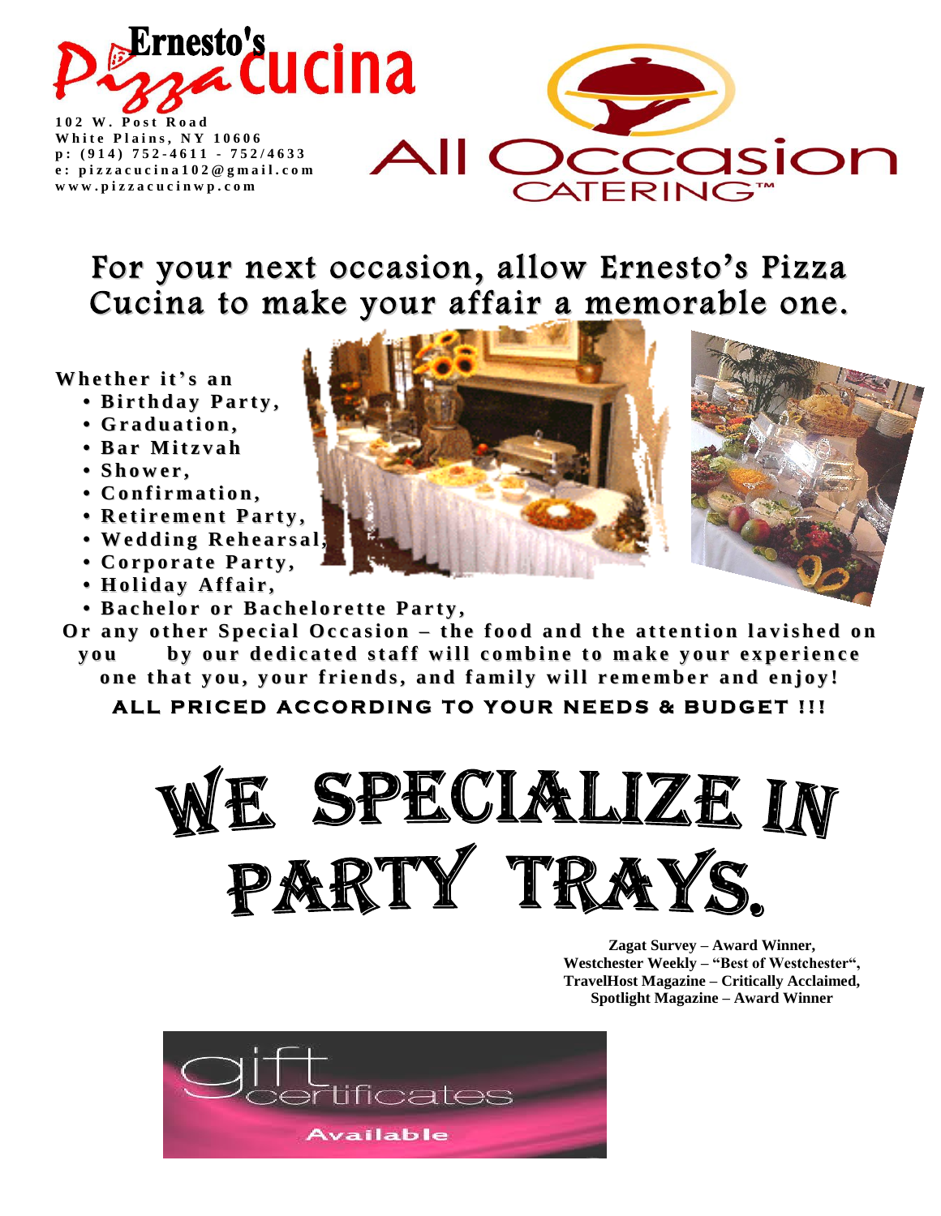# Ernesto's Pizza Cucina

**102 W. Post Road**
**White Plains, NY 10606**
**p: (914) 752-4611 - 752/4633**
**e: pizzacucina102@gmail.com**
**www.pizzacucinwp.com**

# All Occasion CATERING™

## For your next occasion, allow Ernesto's Pizza Cucina to make your affair a memorable one.

**Whether it's an**

- **Birthday Party,**
- **Graduation,**
- **Bar Mitzvah**
- **Shower,**
- **Confirmation,**
- **Retirement Party,**
- **Wedding Rehearsal,**
- **Corporate Party,**
- **Holiday Affair,**
- **Bachelor or Bachelorette Party,**

**Or any other Special Occasion – the food and the attention lavished on you by our dedicated staff will combine to make your experience one that you, your friends, and family will remember and enjoy!**

**ALL PRICED ACCORDING TO YOUR NEEDS & BUDGET !!!**

# WE SPECIALIZE IN PARTY TRAYS.

**Zagat Survey – Award Winner,**
**Westchester Weekly – "Best of Westchester",**
**TravelHost Magazine – Critically Acclaimed,**
**Spotlight Magazine – Award Winner**

gift certificates

**Available**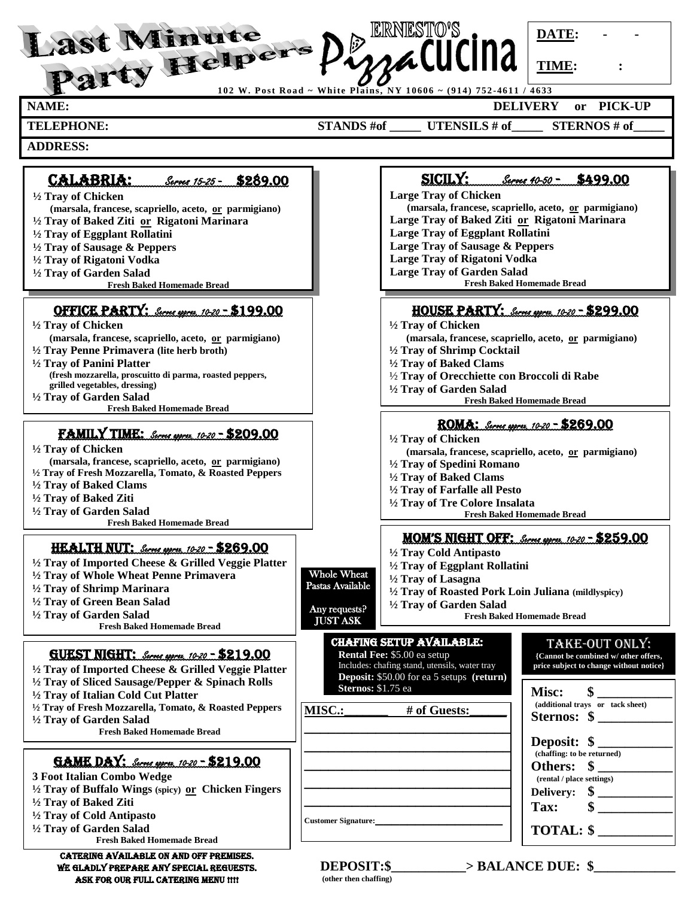# Last Minute Party Helpers

# ERNESTO'S Pizza Cucina

102 W. Post Road ~ White Plains, NY 10606 ~ (914) 752-4611 / 4633

**DATE:** - -

**TIME:** :

**NAME:** **DELIVERY or PICK-UP**

**TELEPHONE:** **STANDS #of _____ UTENSILS # of_____ STERNOS # of_____**

**ADDRESS:**

## CALABRIA: *Serves 15-25* - $289.00

- **½ Tray of Chicken**
  (marsala, francese, scapriello, aceto, or parmigiano)
- **½ Tray of Baked Ziti or Rigatoni Marinara**
- **½ Tray of Eggplant Rollatini**
- **½ Tray of Sausage & Peppers**
- **½ Tray of Rigatoni Vodka**
- **½ Tray of Garden Salad**

Fresh Baked Homemade Bread

## SICILY: *Serves 40-50* - $499.00

- **Large Tray of Chicken**
  (marsala, francese, scapriello, aceto, or parmigiano)
- **Large Tray of Baked Ziti or Rigatoni Marinara**
- **Large Tray of Eggplant Rollatini**
- **Large Tray of Sausage & Peppers**
- **Large Tray of Rigatoni Vodka**
- **Large Tray of Garden Salad**

Fresh Baked Homemade Bread

## OFFICE PARTY: *Serves approx. 10-20* - $199.00

- **½ Tray of Chicken**
  (marsala, francese, scapriello, aceto, or parmigiano)
- **½ Tray Penne Primavera (lite herb broth)**
- **½ Tray of Panini Platter**
  (fresh mozzarella, proscuitto di parma, roasted peppers, grilled vegetables, dressing)
- **½ Tray of Garden Salad**

Fresh Baked Homemade Bread

## HOUSE PARTY: *Serves approx. 10-20* - $299.00

- **½ Tray of Chicken**
  (marsala, francese, scapriello, aceto, or parmigiano)
- **½ Tray of Shrimp Cocktail**
- **½ Tray of Baked Clams**
- **½ Tray of Orecchiette con Broccoli di Rabe**
- **½ Tray of Garden Salad**

Fresh Baked Homemade Bread

## FAMILY TIME: *Serves approx. 10-20* - $209.00

- **½ Tray of Chicken**
  (marsala, francese, scapriello, aceto, or parmigiano)
- **½ Tray of Fresh Mozzarella, Tomato, & Roasted Peppers**
- **½ Tray of Baked Clams**
- **½ Tray of Baked Ziti**
- **½ Tray of Garden Salad**

Fresh Baked Homemade Bread

## ROMA: *Serves approx. 10-20* - $269.00

- **½ Tray of Chicken**
  (marsala, francese, scapriello, aceto, or parmigiano)
- **½ Tray of Spedini Romano**
- **½ Tray of Baked Clams**
- **½ Tray of Farfalle all Pesto**
- **½ Tray of Tre Colore Insalata**

Fresh Baked Homemade Bread

## HEALTH NUT: *Serves approx. 10-20* - $269.00

- **½ Tray of Imported Cheese & Grilled Veggie Platter**
- **½ Tray of Whole Wheat Penne Primavera**
- **½ Tray of Shrimp Marinara**
- **½ Tray of Green Bean Salad**
- **½ Tray of Garden Salad**

Fresh Baked Homemade Bread

Whole Wheat Pastas Available

Any requests? JUST ASK

## MOM'S NIGHT OFF: *Serves approx. 10-20* - $259.00

- **½ Tray Cold Antipasto**
- **½ Tray of Eggplant Rollatini**
- **½ Tray of Lasagna**
- **½ Tray of Roasted Pork Loin Juliana (mildlyspicy)**
- **½ Tray of Garden Salad**

Fresh Baked Homemade Bread

## GUEST NIGHT: *Serves approx. 10-20* - $219.00

- **½ Tray of Imported Cheese & Grilled Veggie Platter**
- **½ Tray of Sliced Sausage/Pepper & Spinach Rolls**
- **½ Tray of Italian Cold Cut Platter**
- **½ Tray of Fresh Mozzarella, Tomato, & Roasted Peppers**
- **½ Tray of Garden Salad**

Fresh Baked Homemade Bread

## CHAFING SETUP AVAILABLE:

**Rental Fee:** $5.00 ea setup
Includes: chafing stand, utensils, water tray
**Deposit:** $50.00 for ea 5 setups **(return)**
**Sternos:** $1.75 ea

## TAKE-OUT ONLY:

{Cannot be combined w/ other offers, price subject to change without notice}

**MISC.:_______ # of Guests:______**

______________________________

______________________________

______________________________

______________________________

______________________________

Customer Signature:_______________________

**Misc: $ ___________**
(additional trays or tack sheet)
**Sternos: $ ___________**
**Deposit: $ ___________**
(chaffing: to be returned)
**Others: $ ___________**
(rental / place settings)
**Delivery: $ ___________**
**Tax: $ ___________**
**TOTAL: $ ___________**

## GAME DAY: *Serves approx. 10-20* - $219.00

- **3 Foot Italian Combo Wedge**
- **½ Tray of Buffalo Wings (spicy) or Chicken Fingers**
- **½ Tray of Baked Ziti**
- **½ Tray of Cold Antipasto**
- **½ Tray of Garden Salad**

Fresh Baked Homemade Bread

CATERING AVAILABLE ON AND OFF PREMISES.
WE GLADLY PREPARE ANY SPECIAL REQUESTS.
ASK FOR OUR FULL CATERING MENU !!!!

**DEPOSIT:$__________> BALANCE DUE: $___________**
(other then chaffing)